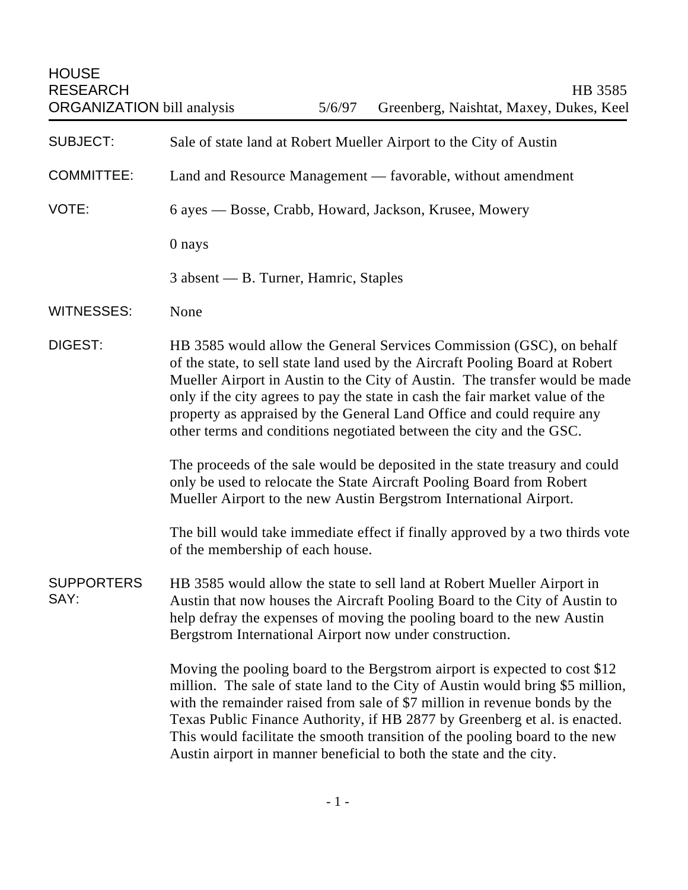HOUSE RESEARCH ORGANIZATION bill analysis

5/6/97

HB 3585
Greenberg, Naishtat, Maxey, Dukes, Keel

**SUBJECT:** Sale of state land at Robert Mueller Airport to the City of Austin

**COMMITTEE:** Land and Resource Management — favorable, without amendment

**VOTE:** 6 ayes — Bosse, Crabb, Howard, Jackson, Krusee, Mowery

0 nays

3 absent — B. Turner, Hamric, Staples

**WITNESSES:** None

**DIGEST:** HB 3585 would allow the General Services Commission (GSC), on behalf of the state, to sell state land used by the Aircraft Pooling Board at Robert Mueller Airport in Austin to the City of Austin. The transfer would be made only if the city agrees to pay the state in cash the fair market value of the property as appraised by the General Land Office and could require any other terms and conditions negotiated between the city and the GSC.

The proceeds of the sale would be deposited in the state treasury and could only be used to relocate the State Aircraft Pooling Board from Robert Mueller Airport to the new Austin Bergstrom International Airport.

The bill would take immediate effect if finally approved by a two thirds vote of the membership of each house.

**SUPPORTERS SAY:** HB 3585 would allow the state to sell land at Robert Mueller Airport in Austin that now houses the Aircraft Pooling Board to the City of Austin to help defray the expenses of moving the pooling board to the new Austin Bergstrom International Airport now under construction.

Moving the pooling board to the Bergstrom airport is expected to cost $12 million. The sale of state land to the City of Austin would bring $5 million, with the remainder raised from sale of $7 million in revenue bonds by the Texas Public Finance Authority, if HB 2877 by Greenberg et al. is enacted. This would facilitate the smooth transition of the pooling board to the new Austin airport in manner beneficial to both the state and the city.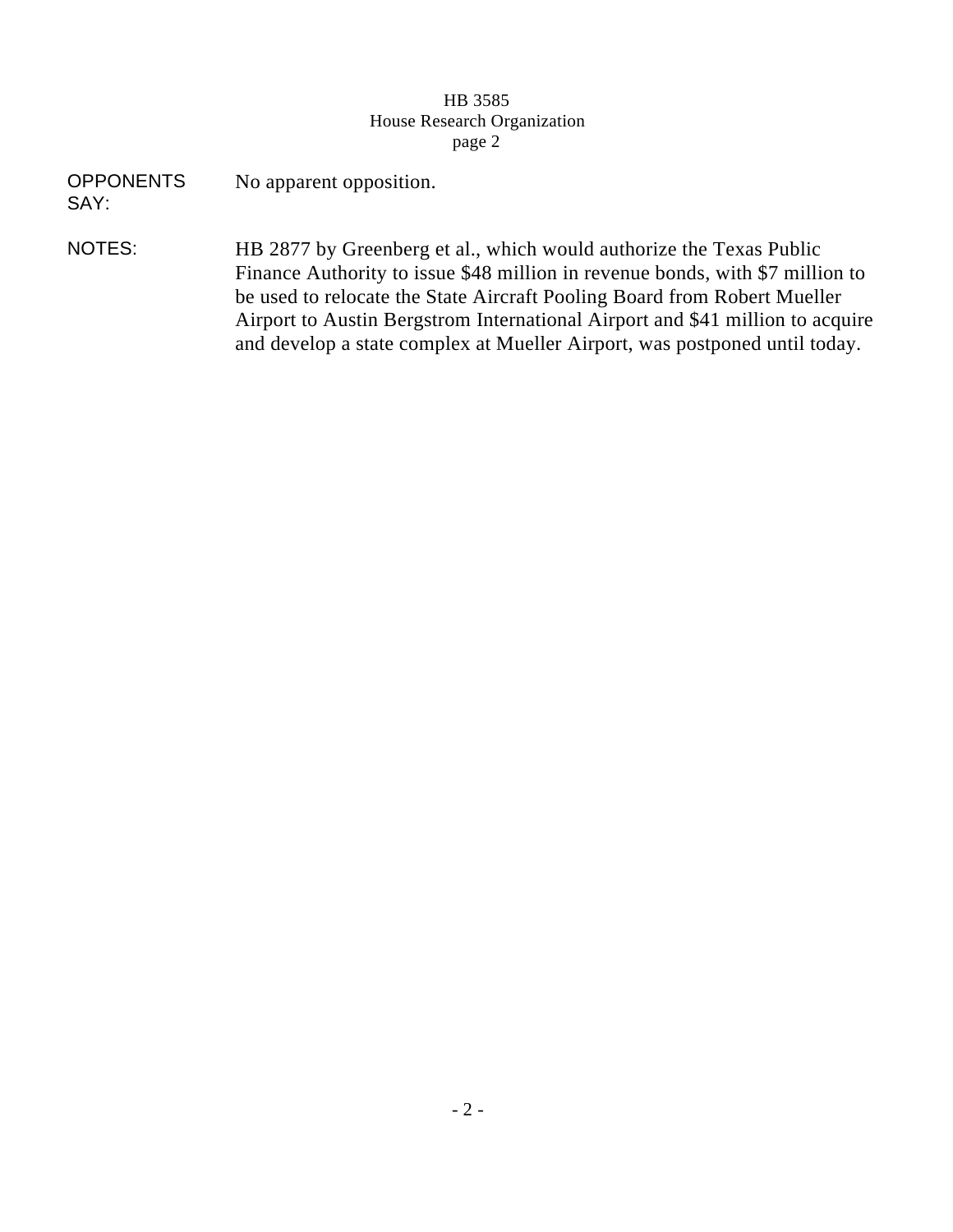**OPPONENTS SAY:** No apparent opposition.

**NOTES:** HB 2877 by Greenberg et al., which would authorize the Texas Public Finance Authority to issue $48 million in revenue bonds, with $7 million to be used to relocate the State Aircraft Pooling Board from Robert Mueller Airport to Austin Bergstrom International Airport and $41 million to acquire and develop a state complex at Mueller Airport, was postponed until today.